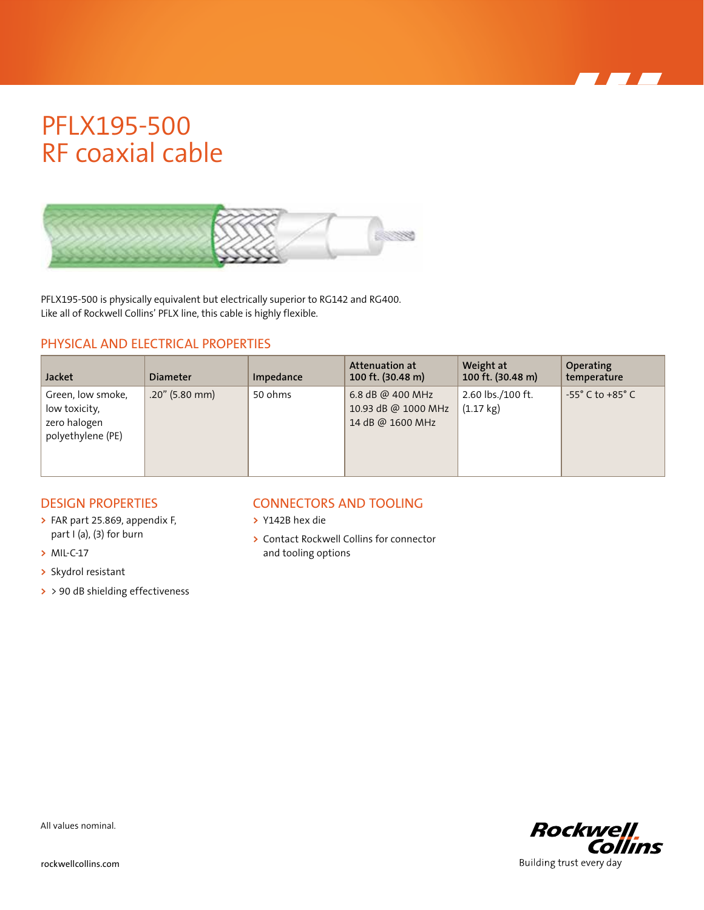# PFLX195-500
# RF coaxial cable

PFLX195-500 is physically equivalent but electrically superior to RG142 and RG400.
Like all of Rockwell Collins' PFLX line, this cable is highly flexible.

## PHYSICAL AND ELECTRICAL PROPERTIES

| Jacket | Diameter | Impedance | Attenuation at 100 ft. (30.48 m) | Weight at 100 ft. (30.48 m) | Operating temperature |
|---|---|---|---|---|---|
| Green, low smoke, low toxicity, zero halogen polyethylene (PE) | .20" (5.80 mm) | 50 ohms | 6.8 dB @ 400 MHz<br>10.93 dB @ 1000 MHz<br>14 dB @ 1600 MHz | 2.60 lbs./100 ft. (1.17 kg) | -55° C to +85° C |

## DESIGN PROPERTIES

- FAR part 25.869, appendix F, part I (a), (3) for burn
- MIL-C-17
- Skydrol resistant
- > 90 dB shielding effectiveness

## CONNECTORS AND TOOLING

- Y142B hex die
- Contact Rockwell Collins for connector and tooling options

All values nominal.

rockwellcollins.com

Rockwell Collins
Building trust every day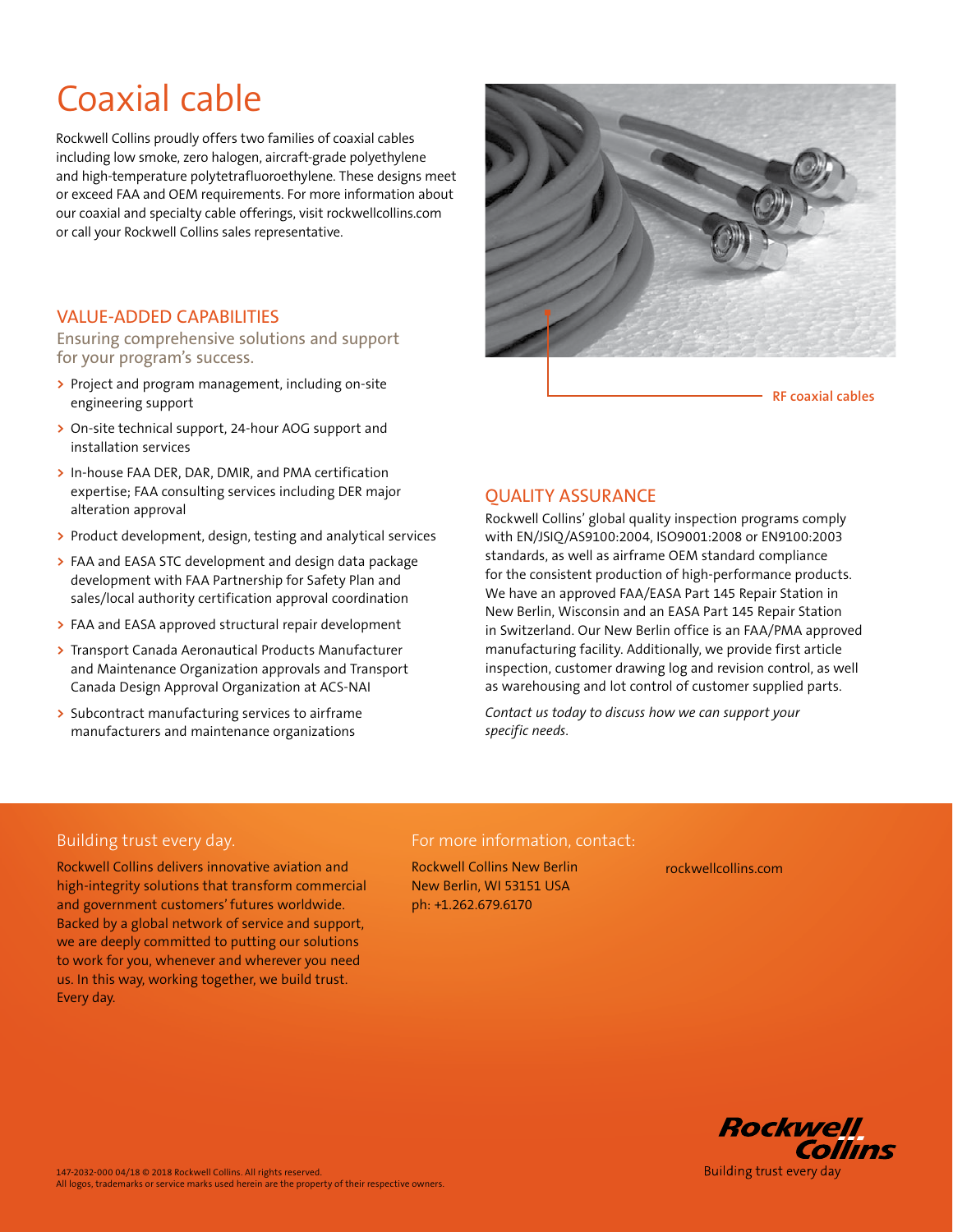# Coaxial cable

Rockwell Collins proudly offers two families of coaxial cables including low smoke, zero halogen, aircraft-grade polyethylene and high-temperature polytetrafluoroethylene. These designs meet or exceed FAA and OEM requirements. For more information about our coaxial and specialty cable offerings, visit rockwellcollins.com or call your Rockwell Collins sales representative.

RF coaxial cables

## VALUE-ADDED CAPABILITIES

Ensuring comprehensive solutions and support for your program's success.

- Project and program management, including on-site engineering support
- On-site technical support, 24-hour AOG support and installation services
- In-house FAA DER, DAR, DMIR, and PMA certification expertise; FAA consulting services including DER major alteration approval
- Product development, design, testing and analytical services
- FAA and EASA STC development and design data package development with FAA Partnership for Safety Plan and sales/local authority certification approval coordination
- FAA and EASA approved structural repair development
- Transport Canada Aeronautical Products Manufacturer and Maintenance Organization approvals and Transport Canada Design Approval Organization at ACS-NAI
- Subcontract manufacturing services to airframe manufacturers and maintenance organizations

## QUALITY ASSURANCE

Rockwell Collins' global quality inspection programs comply with EN/JSIQ/AS9100:2004, ISO9001:2008 or EN9100:2003 standards, as well as airframe OEM standard compliance for the consistent production of high-performance products. We have an approved FAA/EASA Part 145 Repair Station in New Berlin, Wisconsin and an EASA Part 145 Repair Station in Switzerland. Our New Berlin office is an FAA/PMA approved manufacturing facility. Additionally, we provide first article inspection, customer drawing log and revision control, as well as warehousing and lot control of customer supplied parts.

*Contact us today to discuss how we can support your specific needs.*

### Building trust every day.

Rockwell Collins delivers innovative aviation and high-integrity solutions that transform commercial and government customers' futures worldwide. Backed by a global network of service and support, we are deeply committed to putting our solutions to work for you, whenever and wherever you need us. In this way, working together, we build trust. Every day.

### For more information, contact:

Rockwell Collins New Berlin
New Berlin, WI 53151 USA
ph: +1.262.679.6170

rockwellcollins.com

Rockwell Collins
Building trust every day

147-2032-000 04/18 © 2018 Rockwell Collins. All rights reserved.
All logos, trademarks or service marks used herein are the property of their respective owners.